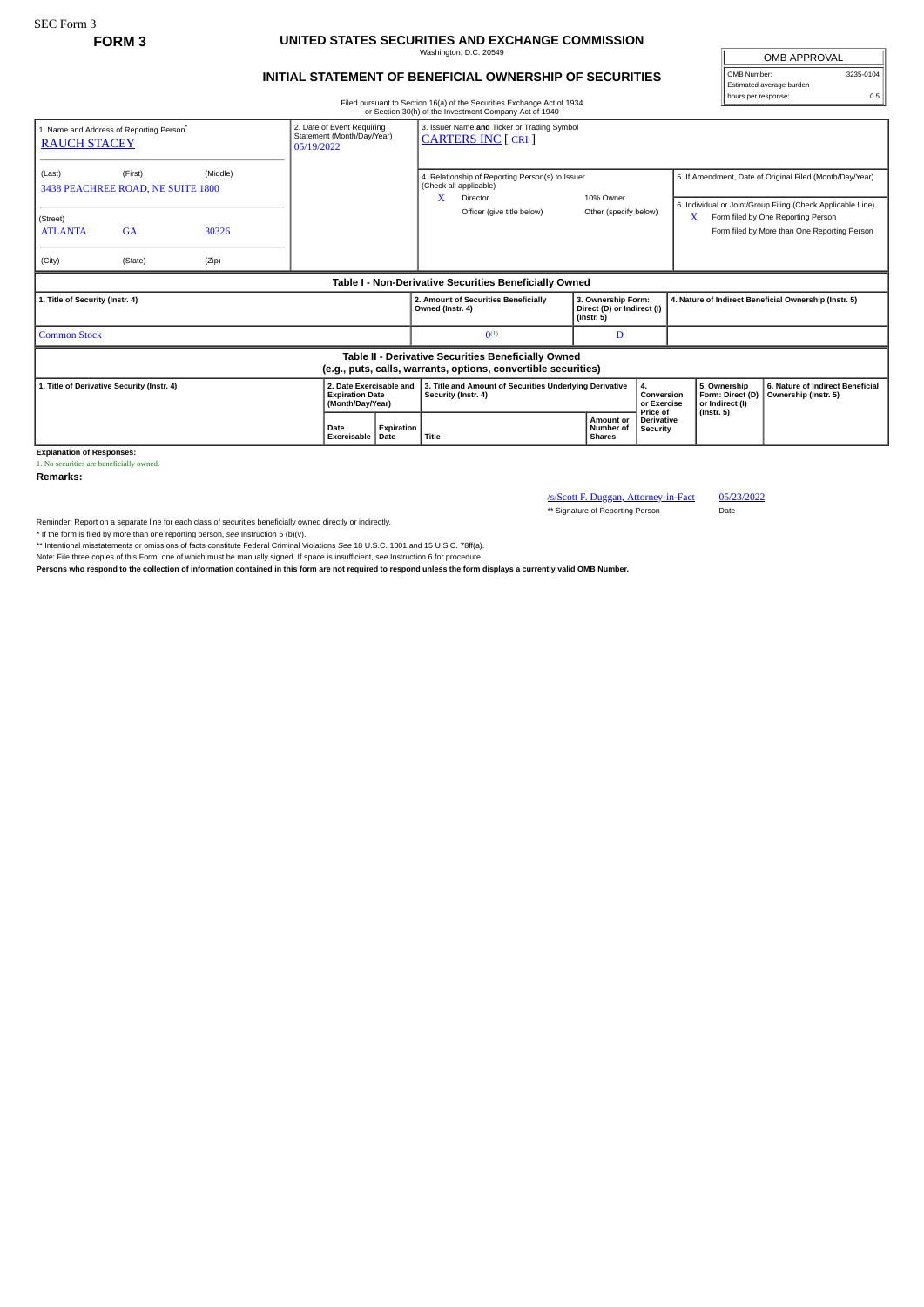SEC Form 3

**FORM 3**

# UNITED STATES SECURITIES AND EXCHANGE COMMISSION

Washington, D.C. 20549

## INITIAL STATEMENT OF BENEFICIAL OWNERSHIP OF SECURITIES

Filed pursuant to Section 16(a) of the Securities Exchange Act of 1934 or Section 30(h) of the Investment Company Act of 1940

| OMB APPROVAL | |
|---|---|
| OMB Number: | 3235-0104 |
| Estimated average burden hours per response: | 0.5 |

1. Name and Address of Reporting Person*
RAUCH STACEY

(Last) (First) (Middle)
3438 PEACHREE ROAD, NE SUITE 1800

(Street)
ATLANTA GA 30326

(City) (State) (Zip)

2. Date of Event Requiring Statement (Month/Day/Year)
05/19/2022

3. Issuer Name and Ticker or Trading Symbol
CARTERS INC [ CRI ]

4. Relationship of Reporting Person(s) to Issuer (Check all applicable)
X Director
10% Owner
Officer (give title below)
Other (specify below)

5. If Amendment, Date of Original Filed (Month/Day/Year)

6. Individual or Joint/Group Filing (Check Applicable Line)
X Form filed by One Reporting Person
Form filed by More than One Reporting Person

### Table I - Non-Derivative Securities Beneficially Owned

| 1. Title of Security (Instr. 4) | 2. Amount of Securities Beneficially Owned (Instr. 4) | 3. Ownership Form: Direct (D) or Indirect (I) (Instr. 5) | 4. Nature of Indirect Beneficial Ownership (Instr. 5) |
|---|---|---|---|
| Common Stock | 0[(1)] | D | |

### Table II - Derivative Securities Beneficially Owned (e.g., puts, calls, warrants, options, convertible securities)

| 1. Title of Derivative Security (Instr. 4) | 2. Date Exercisable and Expiration Date (Month/Day/Year) | | 3. Title and Amount of Securities Underlying Derivative Security (Instr. 4) | | 4. Conversion or Exercise Price of Derivative Security | 5. Ownership Form: Direct (D) or Indirect (I) (Instr. 5) | 6. Nature of Indirect Beneficial Ownership (Instr. 5) |
|---|---|---|---|---|---|---|---|
| | Date Exercisable | Expiration Date | Title | Amount or Number of Shares | | | |

**Explanation of Responses:**

1. No securities are beneficially owned.

**Remarks:**

/s/Scott F. Duggan, Attorney-in-Fact — 05/23/2022

** Signature of Reporting Person — Date

Reminder: Report on a separate line for each class of securities beneficially owned directly or indirectly.

\* If the form is filed by more than one reporting person, *see* Instruction 5 (b)(v).

** Intentional misstatements or omissions of facts constitute Federal Criminal Violations *See* 18 U.S.C. 1001 and 15 U.S.C. 78ff(a).

Note: File three copies of this Form, one of which must be manually signed. If space is insufficient, *see* Instruction 6 for procedure.

**Persons who respond to the collection of information contained in this form are not required to respond unless the form displays a currently valid OMB Number.**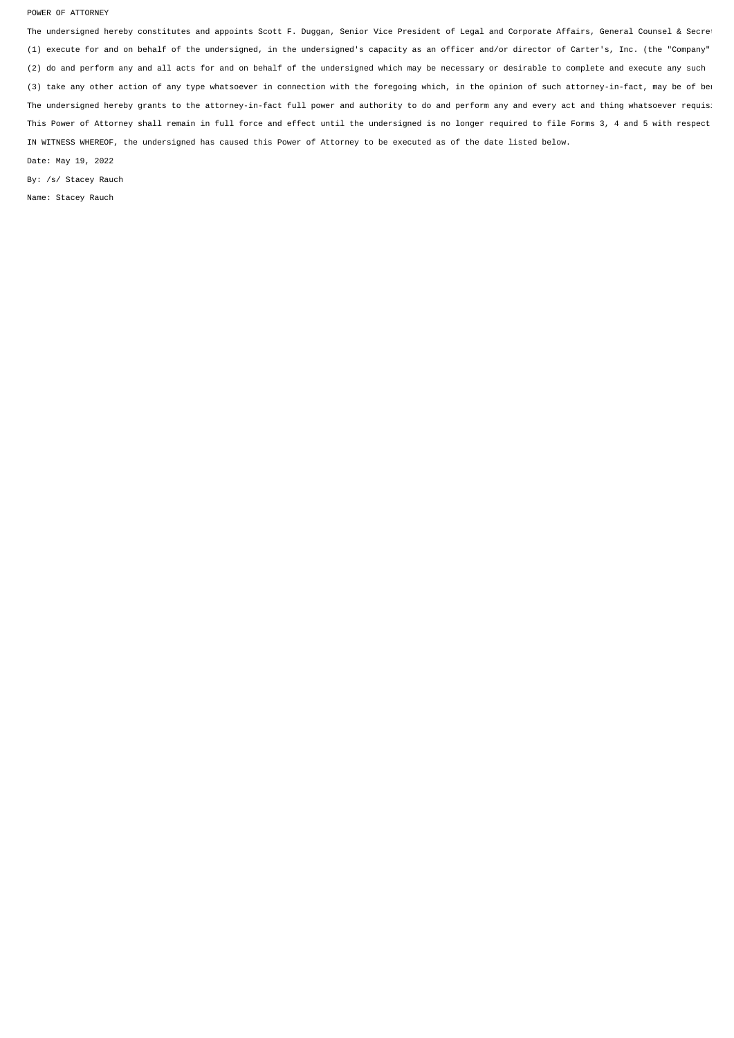POWER OF ATTORNEY

The undersigned hereby constitutes and appoints Scott F. Duggan, Senior Vice President of Legal and Corporate Affairs, General Counsel & Secret

(1) execute for and on behalf of the undersigned, in the undersigned's capacity as an officer and/or director of Carter's, Inc. (the "Company"

(2) do and perform any and all acts for and on behalf of the undersigned which may be necessary or desirable to complete and execute any such

(3) take any other action of any type whatsoever in connection with the foregoing which, in the opinion of such attorney-in-fact, may be of ben

The undersigned hereby grants to the attorney-in-fact full power and authority to do and perform any and every act and thing whatsoever requis

This Power of Attorney shall remain in full force and effect until the undersigned is no longer required to file Forms 3, 4 and 5 with respect

IN WITNESS WHEREOF, the undersigned has caused this Power of Attorney to be executed as of the date listed below.

Date: May 19, 2022

By: /s/ Stacey Rauch

Name: Stacey Rauch